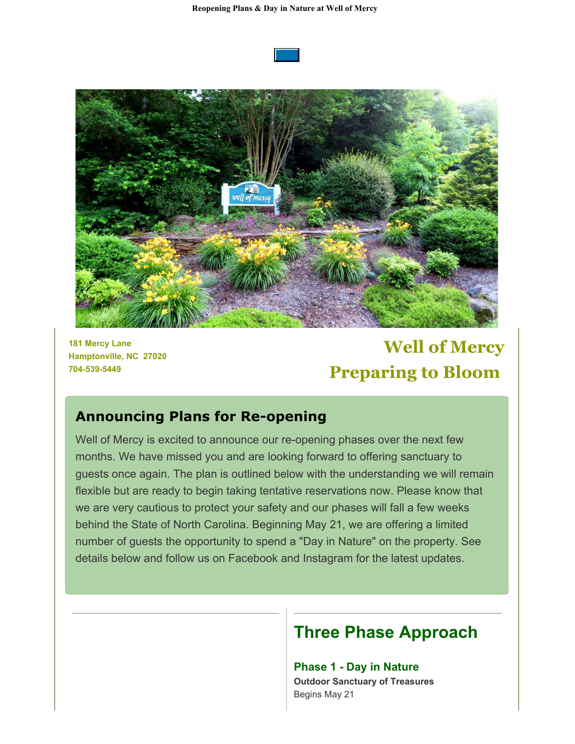181 Mercy Lane
Hamptonville, NC 27020
704-539-5449

# Well of Mercy
# Preparing to Bloom

## Announcing Plans for Re-opening

Well of Mercy is excited to announce our re-opening phases over the next few months. We have missed you and are looking forward to offering sanctuary to guests once again. The plan is outlined below with the understanding we will remain flexible but are ready to begin taking tentative reservations now. Please know that we are very cautious to protect your safety and our phases will fall a few weeks behind the State of North Carolina. Beginning May 21, we are offering a limited number of guests the opportunity to spend a "Day in Nature" on the property. See details below and follow us on Facebook and Instagram for the latest updates.

## Three Phase Approach

### Phase 1 - Day in Nature

**Outdoor Sanctuary of Treasures**
Begins May 21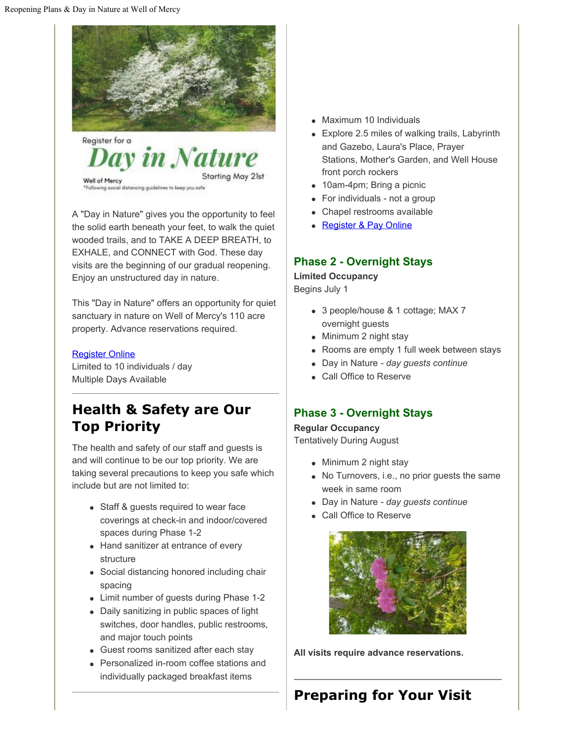Register for a

**Day in Nature**

Well of Mercy

Starting May 21st

*Following social distancing guidelines to keep you safe

A "Day in Nature" gives you the opportunity to feel the solid earth beneath your feet, to walk the quiet wooded trails, and to TAKE A DEEP BREATH, to EXHALE, and CONNECT with God. These day visits are the beginning of our gradual reopening. Enjoy an unstructured day in nature.

This "Day in Nature" offers an opportunity for quiet sanctuary in nature on Well of Mercy's 110 acre property. Advance reservations required.

[Register Online](#)
Limited to 10 individuals / day
Multiple Days Available

---

## Health & Safety are Our Top Priority

The health and safety of our staff and guests is and will continue to be our top priority. We are taking several precautions to keep you safe which include but are not limited to:

- Staff & guests required to wear face coverings at check-in and indoor/covered spaces during Phase 1-2
- Hand sanitizer at entrance of every structure
- Social distancing honored including chair spacing
- Limit number of guests during Phase 1-2
- Daily sanitizing in public spaces of light switches, door handles, public restrooms, and major touch points
- Guest rooms sanitized after each stay
- Personalized in-room coffee stations and individually packaged breakfast items

---

- Maximum 10 Individuals
- Explore 2.5 miles of walking trails, Labyrinth and Gazebo, Laura's Place, Prayer Stations, Mother's Garden, and Well House front porch rockers
- 10am-4pm; Bring a picnic
- For individuals - not a group
- Chapel restrooms available
- [Register & Pay Online](#)

### Phase 2 - Overnight Stays

**Limited Occupancy**
Begins July 1

- 3 people/house & 1 cottage; MAX 7 overnight guests
- Minimum 2 night stay
- Rooms are empty 1 full week between stays
- Day in Nature - *day guests continue*
- Call Office to Reserve

### Phase 3 - Overnight Stays

**Regular Occupancy**
Tentatively During August

- Minimum 2 night stay
- No Turnovers, i.e., no prior guests the same week in same room
- Day in Nature - *day guests continue*
- Call Office to Reserve

**All visits require advance reservations.**

---

## Preparing for Your Visit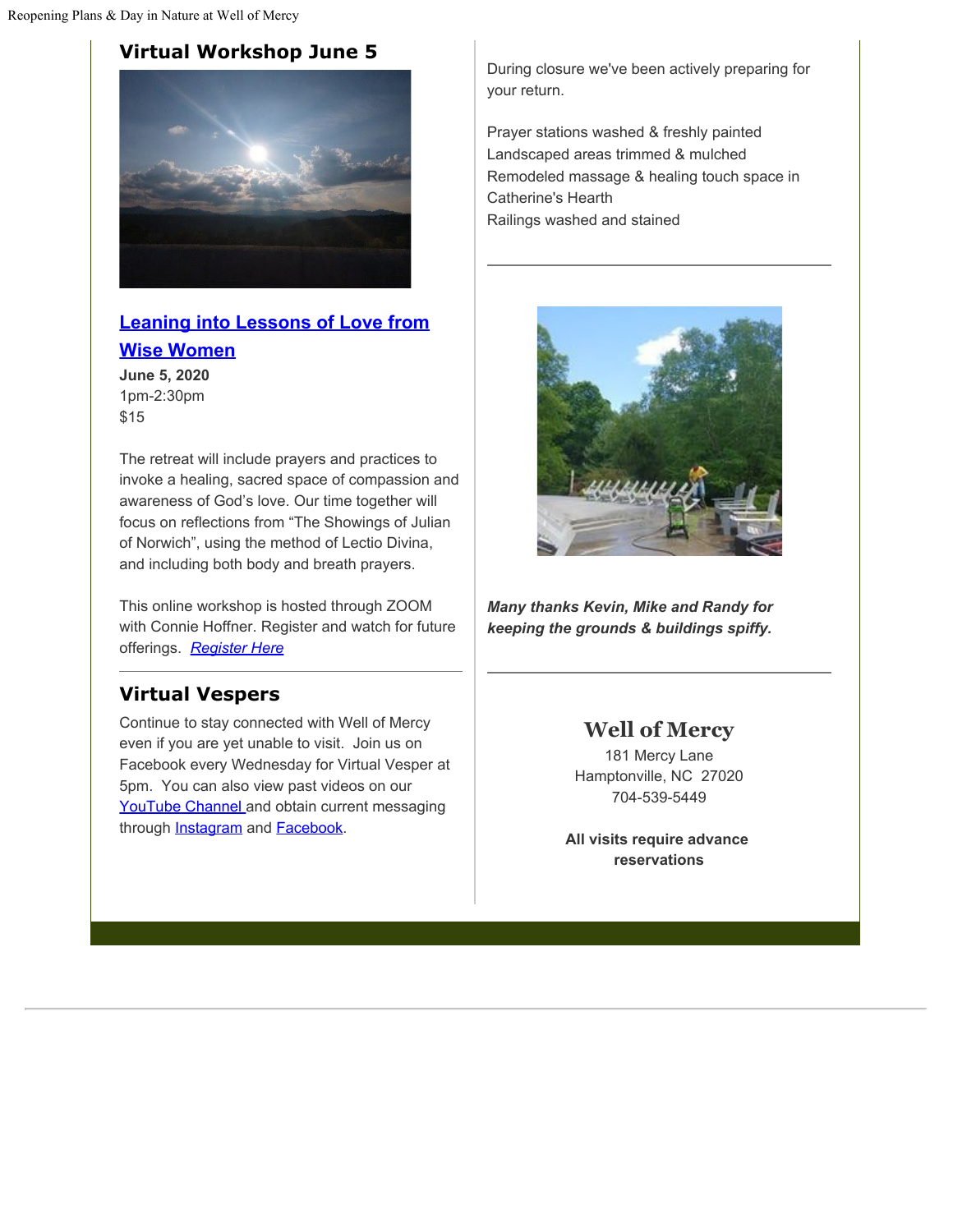## Virtual Workshop June 5

### Leaning into Lessons of Love from Wise Women

**June 5, 2020**
1pm-2:30pm
$15

The retreat will include prayers and practices to invoke a healing, sacred space of compassion and awareness of God's love. Our time together will focus on reflections from "The Showings of Julian of Norwich", using the method of Lectio Divina, and including both body and breath prayers.

This online workshop is hosted through ZOOM with Connie Hoffner. Register and watch for future offerings. *Register Here*

---

## Virtual Vespers

Continue to stay connected with Well of Mercy even if you are yet unable to visit. Join us on Facebook every Wednesday for Virtual Vesper at 5pm. You can also view past videos on our YouTube Channel and obtain current messaging through Instagram and Facebook.

During closure we've been actively preparing for your return.

Prayer stations washed & freshly painted
Landscaped areas trimmed & mulched
Remodeled massage & healing touch space in Catherine's Hearth
Railings washed and stained

---

***Many thanks Kevin, Mike and Randy for keeping the grounds & buildings spiffy.***

---

**Well of Mercy**
181 Mercy Lane
Hamptonville, NC 27020
704-539-5449

**All visits require advance reservations**